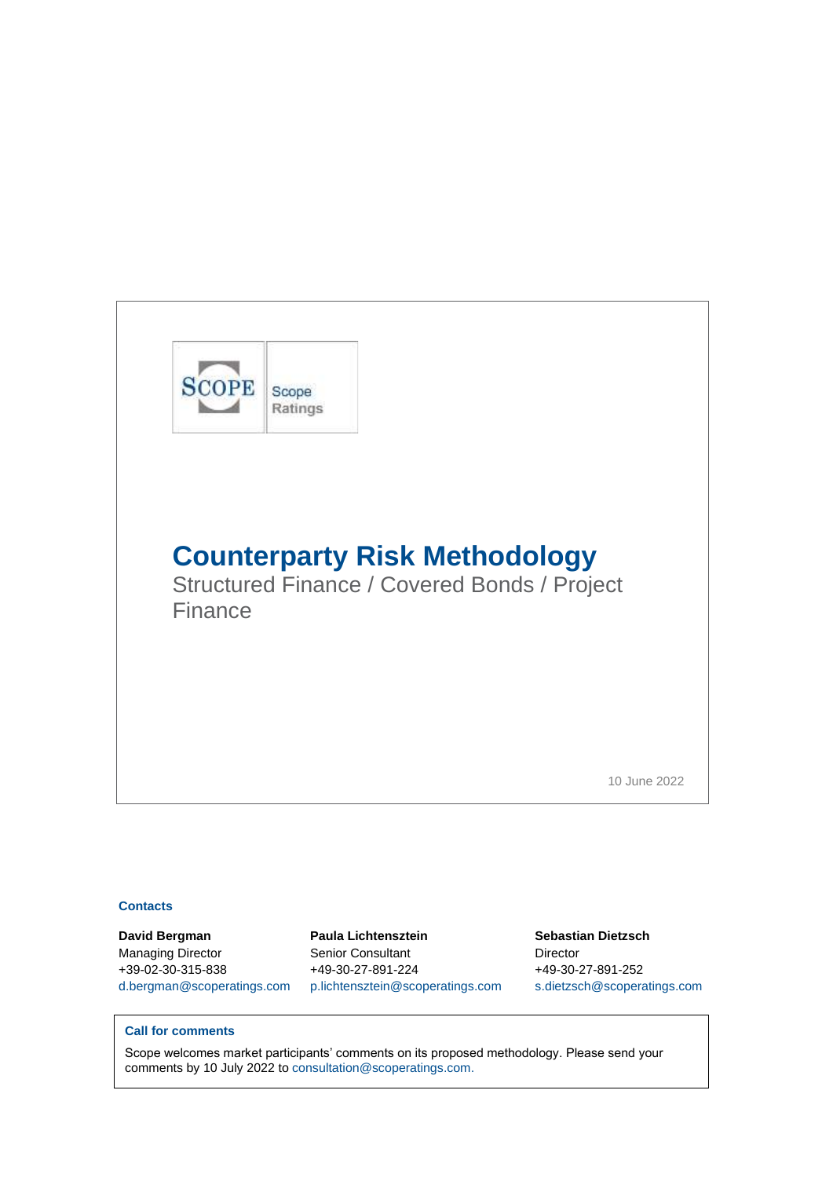Scope Ratings

# Counterparty Risk Methodology

## Structured Finance / Covered Bonds / Project Finance

10 June 2022

### Contacts

**David Bergman**
Managing Director
+39-02-30-315-838
d.bergman@scoperatings.com

**Paula Lichtensztein**
Senior Consultant
+49-30-27-891-224
p.lichtensztein@scoperatings.com

**Sebastian Dietzsch**
Director
+49-30-27-891-252
s.dietzsch@scoperatings.com

### Call for comments

Scope welcomes market participants' comments on its proposed methodology. Please send your comments by 10 July 2022 to consultation@scoperatings.com.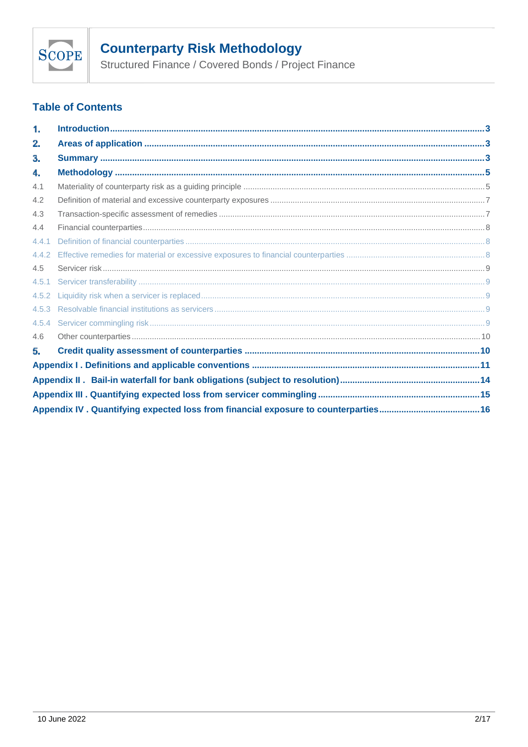# Counterparty Risk Methodology

Structured Finance / Covered Bonds / Project Finance

## Table of Contents

1. Introduction ..... 3
2. Areas of application ..... 3
3. Summary ..... 3
4. Methodology ..... 5
   - 4.1 Materiality of counterparty risk as a guiding principle ..... 5
   - 4.2 Definition of material and excessive counterparty exposures ..... 7
   - 4.3 Transaction-specific assessment of remedies ..... 7
   - 4.4 Financial counterparties ..... 8
     - 4.4.1 Definition of financial counterparties ..... 8
     - 4.4.2 Effective remedies for material or excessive exposures to financial counterparties ..... 8
   - 4.5 Servicer risk ..... 9
     - 4.5.1 Servicer transferability ..... 9
     - 4.5.2 Liquidity risk when a servicer is replaced ..... 9
     - 4.5.3 Resolvable financial institutions as servicers ..... 9
     - 4.5.4 Servicer commingling risk ..... 9
   - 4.6 Other counterparties ..... 10
5. Credit quality assessment of counterparties ..... 10

Appendix I . Definitions and applicable conventions ..... 11

Appendix II . Bail-in waterfall for bank obligations (subject to resolution) ..... 14

Appendix III . Quantifying expected loss from servicer commingling ..... 15

Appendix IV . Quantifying expected loss from financial exposure to counterparties ..... 16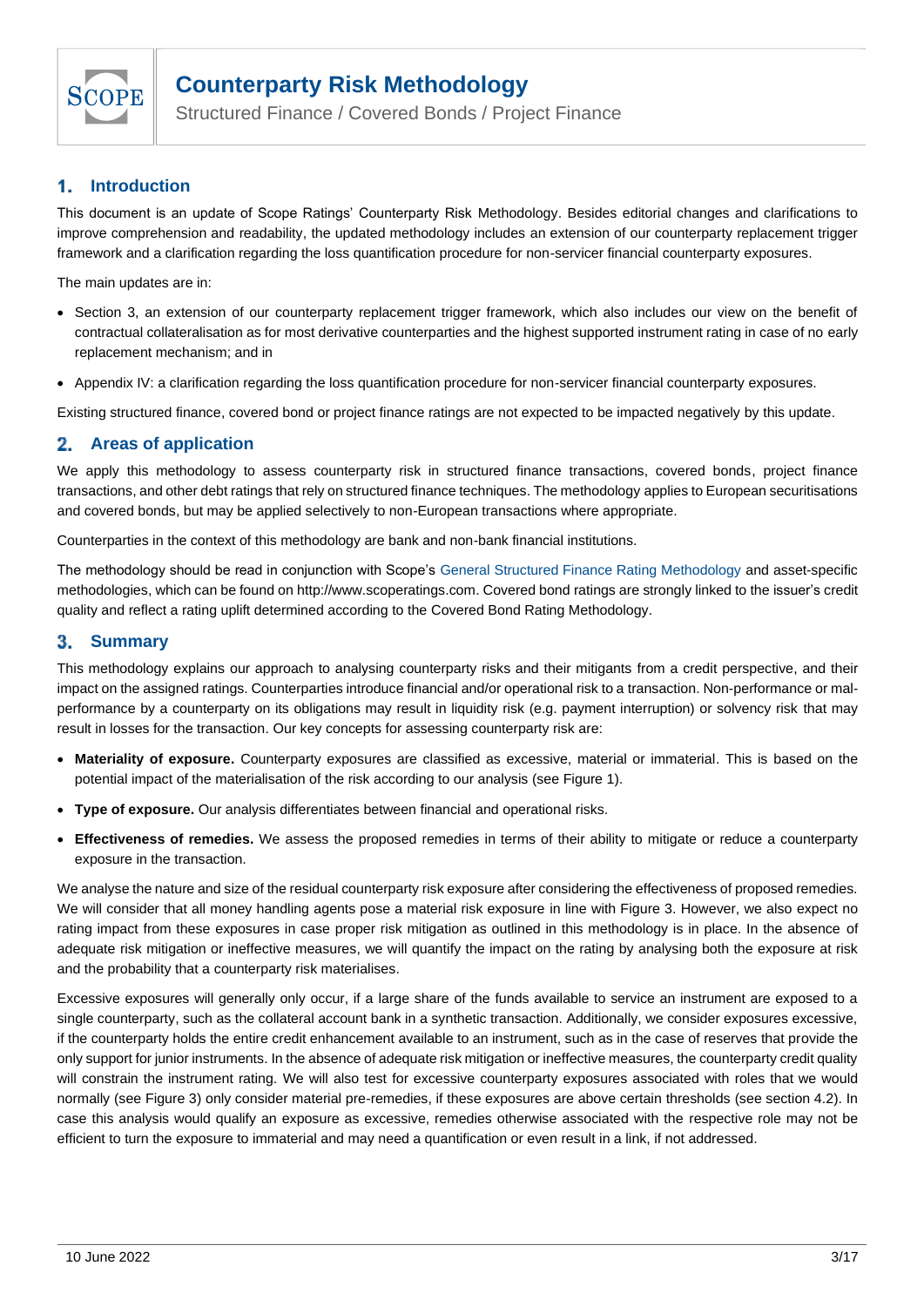## 1. Introduction

This document is an update of Scope Ratings' Counterparty Risk Methodology. Besides editorial changes and clarifications to improve comprehension and readability, the updated methodology includes an extension of our counterparty replacement trigger framework and a clarification regarding the loss quantification procedure for non-servicer financial counterparty exposures.

The main updates are in:

- Section 3, an extension of our counterparty replacement trigger framework, which also includes our view on the benefit of contractual collateralisation as for most derivative counterparties and the highest supported instrument rating in case of no early replacement mechanism; and in
- Appendix IV: a clarification regarding the loss quantification procedure for non-servicer financial counterparty exposures.

Existing structured finance, covered bond or project finance ratings are not expected to be impacted negatively by this update.

## 2. Areas of application

We apply this methodology to assess counterparty risk in structured finance transactions, covered bonds, project finance transactions, and other debt ratings that rely on structured finance techniques. The methodology applies to European securitisations and covered bonds, but may be applied selectively to non-European transactions where appropriate.

Counterparties in the context of this methodology are bank and non-bank financial institutions.

The methodology should be read in conjunction with Scope's General Structured Finance Rating Methodology and asset-specific methodologies, which can be found on http://www.scoperatings.com. Covered bond ratings are strongly linked to the issuer's credit quality and reflect a rating uplift determined according to the Covered Bond Rating Methodology.

## 3. Summary

This methodology explains our approach to analysing counterparty risks and their mitigants from a credit perspective, and their impact on the assigned ratings. Counterparties introduce financial and/or operational risk to a transaction. Non-performance or mal-performance by a counterparty on its obligations may result in liquidity risk (e.g. payment interruption) or solvency risk that may result in losses for the transaction. Our key concepts for assessing counterparty risk are:

- **Materiality of exposure.** Counterparty exposures are classified as excessive, material or immaterial. This is based on the potential impact of the materialisation of the risk according to our analysis (see Figure 1).
- **Type of exposure.** Our analysis differentiates between financial and operational risks.
- **Effectiveness of remedies.** We assess the proposed remedies in terms of their ability to mitigate or reduce a counterparty exposure in the transaction.

We analyse the nature and size of the residual counterparty risk exposure after considering the effectiveness of proposed remedies. We will consider that all money handling agents pose a material risk exposure in line with Figure 3. However, we also expect no rating impact from these exposures in case proper risk mitigation as outlined in this methodology is in place. In the absence of adequate risk mitigation or ineffective measures, we will quantify the impact on the rating by analysing both the exposure at risk and the probability that a counterparty risk materialises.

Excessive exposures will generally only occur, if a large share of the funds available to service an instrument are exposed to a single counterparty, such as the collateral account bank in a synthetic transaction. Additionally, we consider exposures excessive, if the counterparty holds the entire credit enhancement available to an instrument, such as in the case of reserves that provide the only support for junior instruments. In the absence of adequate risk mitigation or ineffective measures, the counterparty credit quality will constrain the instrument rating. We will also test for excessive counterparty exposures associated with roles that we would normally (see Figure 3) only consider material pre-remedies, if these exposures are above certain thresholds (see section 4.2). In case this analysis would qualify an exposure as excessive, remedies otherwise associated with the respective role may not be efficient to turn the exposure to immaterial and may need a quantification or even result in a link, if not addressed.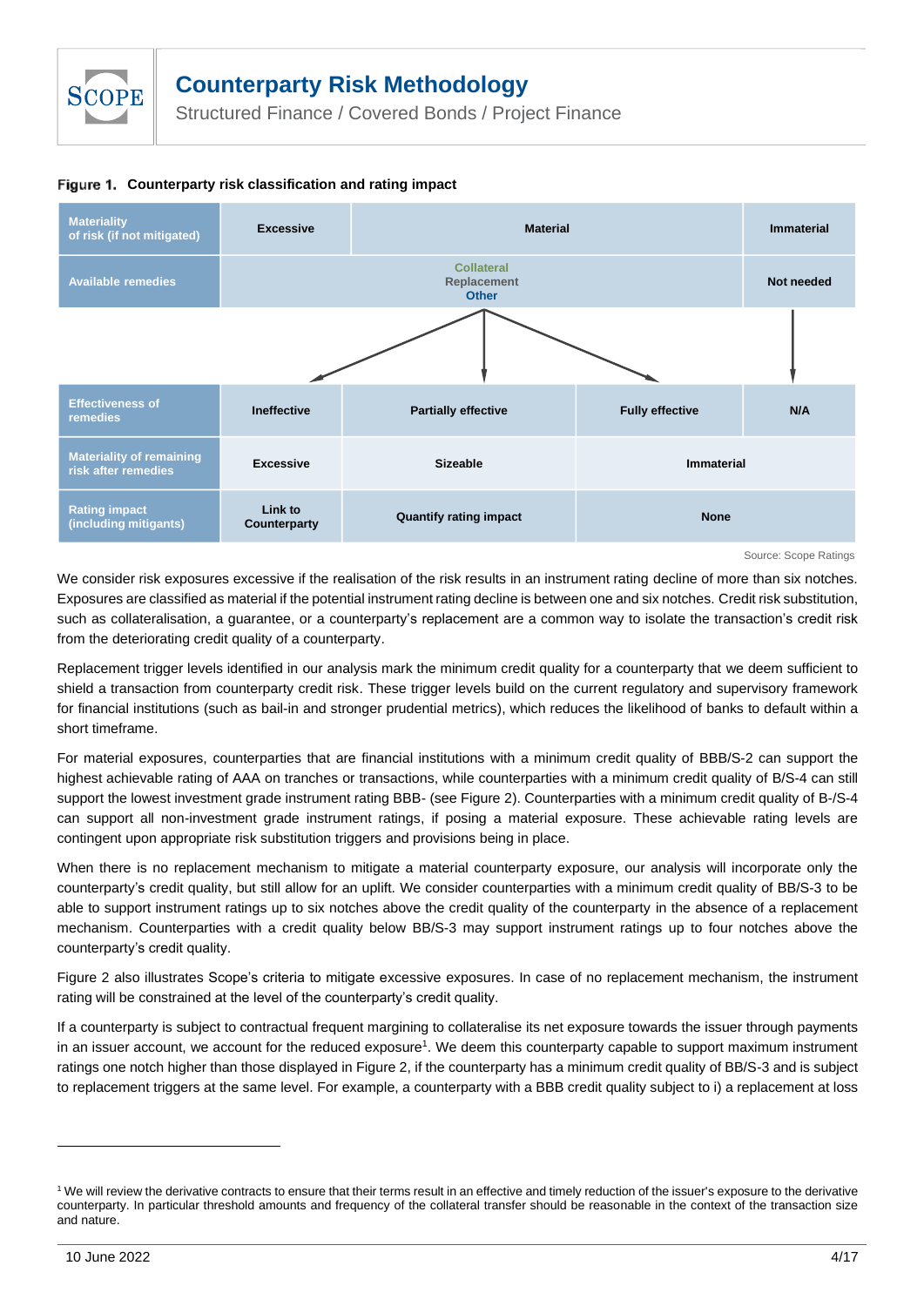**Figure 1. Counterparty risk classification and rating impact**

| Materiality of risk (if not mitigated) | Excessive | Material | | Immaterial |
|---|---|---|---|---|
| Available remedies | Collateral<br>Replacement<br>Other | | | Not needed |
| Effectiveness of remedies | Ineffective | Partially effective | Fully effective | N/A |
| Materiality of remaining risk after remedies | Excessive | Sizeable | Immaterial | |
| Rating impact (including mitigants) | Link to Counterparty | Quantify rating impact | None | |

Source: Scope Ratings

We consider risk exposures excessive if the realisation of the risk results in an instrument rating decline of more than six notches. Exposures are classified as material if the potential instrument rating decline is between one and six notches. Credit risk substitution, such as collateralisation, a guarantee, or a counterparty's replacement are a common way to isolate the transaction's credit risk from the deteriorating credit quality of a counterparty.

Replacement trigger levels identified in our analysis mark the minimum credit quality for a counterparty that we deem sufficient to shield a transaction from counterparty credit risk. These trigger levels build on the current regulatory and supervisory framework for financial institutions (such as bail-in and stronger prudential metrics), which reduces the likelihood of banks to default within a short timeframe.

For material exposures, counterparties that are financial institutions with a minimum credit quality of BBB/S-2 can support the highest achievable rating of AAA on tranches or transactions, while counterparties with a minimum credit quality of B/S-4 can still support the lowest investment grade instrument rating BBB- (see Figure 2). Counterparties with a minimum credit quality of B-/S-4 can support all non-investment grade instrument ratings, if posing a material exposure. These achievable rating levels are contingent upon appropriate risk substitution triggers and provisions being in place.

When there is no replacement mechanism to mitigate a material counterparty exposure, our analysis will incorporate only the counterparty's credit quality, but still allow for an uplift. We consider counterparties with a minimum credit quality of BB/S-3 to be able to support instrument ratings up to six notches above the credit quality of the counterparty in the absence of a replacement mechanism. Counterparties with a credit quality below BB/S-3 may support instrument ratings up to four notches above the counterparty's credit quality.

Figure 2 also illustrates Scope's criteria to mitigate excessive exposures. In case of no replacement mechanism, the instrument rating will be constrained at the level of the counterparty's credit quality.

If a counterparty is subject to contractual frequent margining to collateralise its net exposure towards the issuer through payments in an issuer account, we account for the reduced exposure[1]. We deem this counterparty capable to support maximum instrument ratings one notch higher than those displayed in Figure 2, if the counterparty has a minimum credit quality of BB/S-3 and is subject to replacement triggers at the same level. For example, a counterparty with a BBB credit quality subject to i) a replacement at loss

[1] We will review the derivative contracts to ensure that their terms result in an effective and timely reduction of the issuer's exposure to the derivative counterparty. In particular threshold amounts and frequency of the collateral transfer should be reasonable in the context of the transaction size and nature.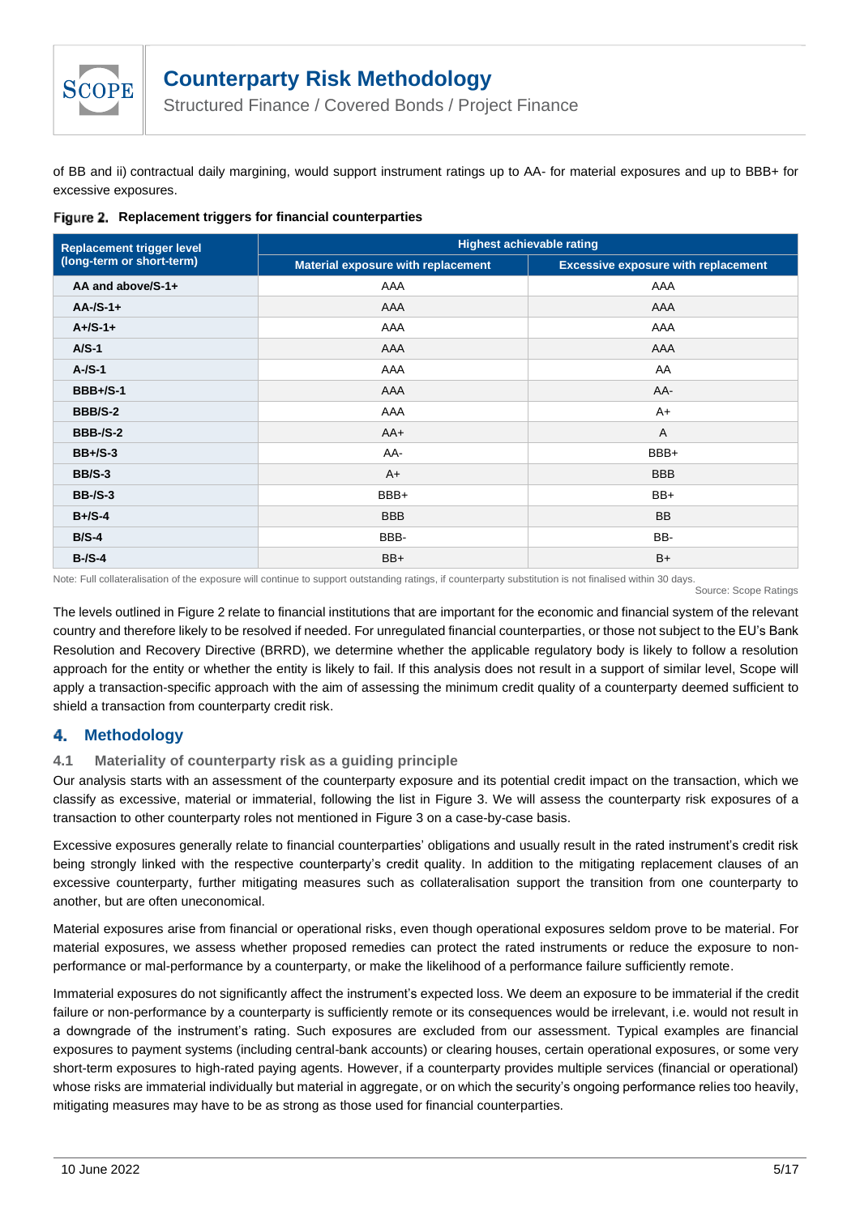of BB and ii) contractual daily margining, would support instrument ratings up to AA- for material exposures and up to BBB+ for excessive exposures.

**Figure 2. Replacement triggers for financial counterparties**

| Replacement trigger level (long-term or short-term) | Highest achievable rating | |
|---|---|---|
| | Material exposure with replacement | Excessive exposure with replacement |
| AA and above/S-1+ | AAA | AAA |
| AA-/S-1+ | AAA | AAA |
| A+/S-1+ | AAA | AAA |
| A/S-1 | AAA | AAA |
| A-/S-1 | AAA | AA |
| BBB+/S-1 | AAA | AA- |
| BBB/S-2 | AAA | A+ |
| BBB-/S-2 | AA+ | A |
| BB+/S-3 | AA- | BBB+ |
| BB/S-3 | A+ | BBB |
| BB-/S-3 | BBB+ | BB+ |
| B+/S-4 | BBB | BB |
| B/S-4 | BBB- | BB- |
| B-/S-4 | BB+ | B+ |

Note: Full collateralisation of the exposure will continue to support outstanding ratings, if counterparty substitution is not finalised within 30 days.

Source: Scope Ratings

The levels outlined in Figure 2 relate to financial institutions that are important for the economic and financial system of the relevant country and therefore likely to be resolved if needed. For unregulated financial counterparties, or those not subject to the EU's Bank Resolution and Recovery Directive (BRRD), we determine whether the applicable regulatory body is likely to follow a resolution approach for the entity or whether the entity is likely to fail. If this analysis does not result in a support of similar level, Scope will apply a transaction-specific approach with the aim of assessing the minimum credit quality of a counterparty deemed sufficient to shield a transaction from counterparty credit risk.

## 4. Methodology

### 4.1 Materiality of counterparty risk as a guiding principle

Our analysis starts with an assessment of the counterparty exposure and its potential credit impact on the transaction, which we classify as excessive, material or immaterial, following the list in Figure 3. We will assess the counterparty risk exposures of a transaction to other counterparty roles not mentioned in Figure 3 on a case-by-case basis.

Excessive exposures generally relate to financial counterparties' obligations and usually result in the rated instrument's credit risk being strongly linked with the respective counterparty's credit quality. In addition to the mitigating replacement clauses of an excessive counterparty, further mitigating measures such as collateralisation support the transition from one counterparty to another, but are often uneconomical.

Material exposures arise from financial or operational risks, even though operational exposures seldom prove to be material. For material exposures, we assess whether proposed remedies can protect the rated instruments or reduce the exposure to non-performance or mal-performance by a counterparty, or make the likelihood of a performance failure sufficiently remote.

Immaterial exposures do not significantly affect the instrument's expected loss. We deem an exposure to be immaterial if the credit failure or non-performance by a counterparty is sufficiently remote or its consequences would be irrelevant, i.e. would not result in a downgrade of the instrument's rating. Such exposures are excluded from our assessment. Typical examples are financial exposures to payment systems (including central-bank accounts) or clearing houses, certain operational exposures, or some very short-term exposures to high-rated paying agents. However, if a counterparty provides multiple services (financial or operational) whose risks are immaterial individually but material in aggregate, or on which the security's ongoing performance relies too heavily, mitigating measures may have to be as strong as those used for financial counterparties.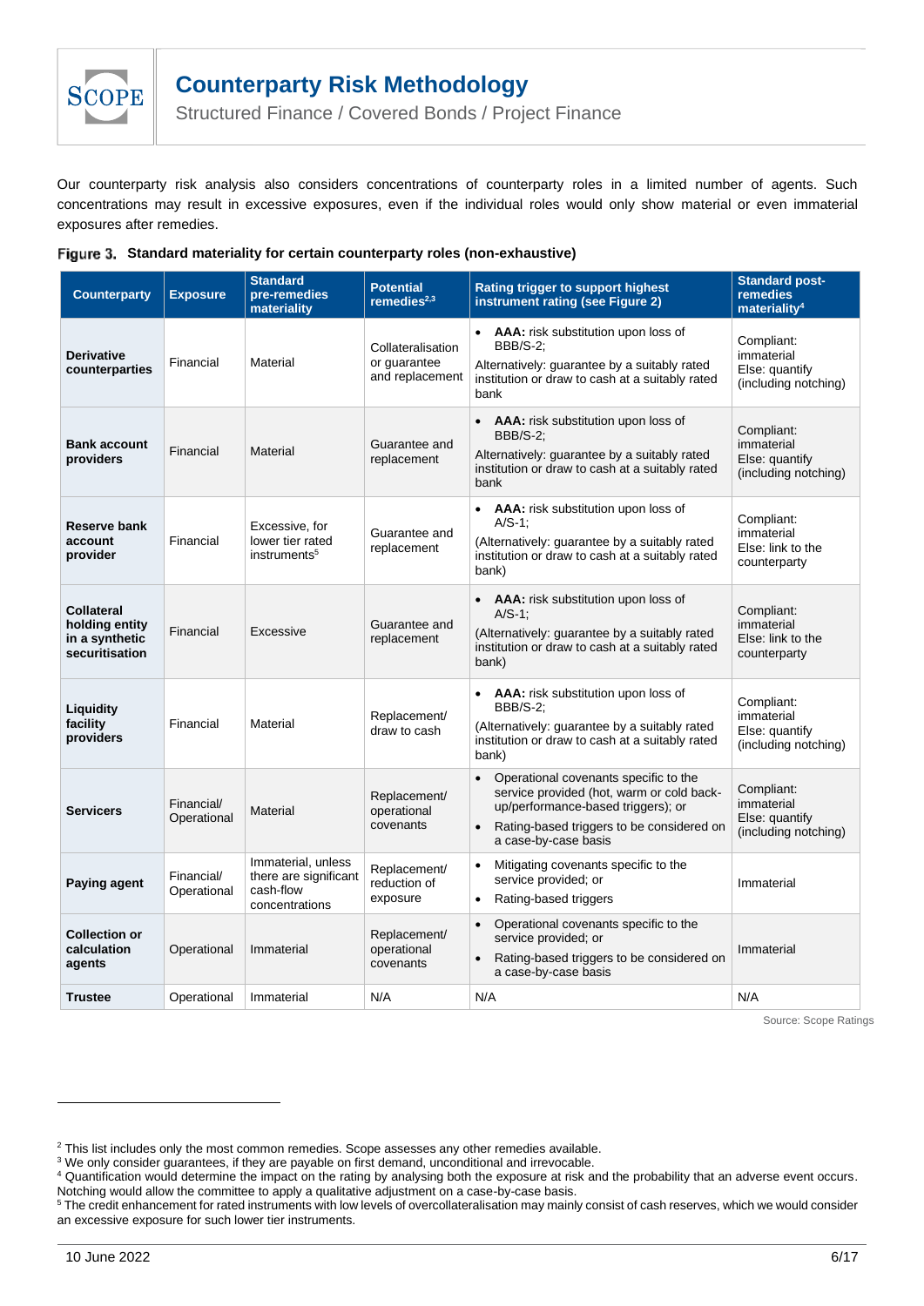Our counterparty risk analysis also considers concentrations of counterparty roles in a limited number of agents. Such concentrations may result in excessive exposures, even if the individual roles would only show material or even immaterial exposures after remedies.

**Figure 3. Standard materiality for certain counterparty roles (non-exhaustive)**

| Counterparty | Exposure | Standard pre-remedies materiality | Potential remedies[2,3] | Rating trigger to support highest instrument rating (see Figure 2) | Standard post-remedies materiality[4] |
|---|---|---|---|---|---|
| **Derivative counterparties** | Financial | Material | Collateralisation or guarantee and replacement | • **AAA:** risk substitution upon loss of BBB/S-2; Alternatively: guarantee by a suitably rated institution or draw to cash at a suitably rated bank | Compliant: immaterial Else: quantify (including notching) |
| **Bank account providers** | Financial | Material | Guarantee and replacement | • **AAA:** risk substitution upon loss of BBB/S-2; Alternatively: guarantee by a suitably rated institution or draw to cash at a suitably rated bank | Compliant: immaterial Else: quantify (including notching) |
| **Reserve bank account provider** | Financial | Excessive, for lower tier rated instruments[5] | Guarantee and replacement | • **AAA:** risk substitution upon loss of A/S-1; (Alternatively: guarantee by a suitably rated institution or draw to cash at a suitably rated bank) | Compliant: immaterial Else: link to the counterparty |
| **Collateral holding entity in a synthetic securitisation** | Financial | Excessive | Guarantee and replacement | • **AAA:** risk substitution upon loss of A/S-1; (Alternatively: guarantee by a suitably rated institution or draw to cash at a suitably rated bank) | Compliant: immaterial Else: link to the counterparty |
| **Liquidity facility providers** | Financial | Material | Replacement/ draw to cash | • **AAA:** risk substitution upon loss of BBB/S-2; (Alternatively: guarantee by a suitably rated institution or draw to cash at a suitably rated bank) | Compliant: immaterial Else: quantify (including notching) |
| **Servicers** | Financial/ Operational | Material | Replacement/ operational covenants | • Operational covenants specific to the service provided (hot, warm or cold back-up/performance-based triggers); or • Rating-based triggers to be considered on a case-by-case basis | Compliant: immaterial Else: quantify (including notching) |
| **Paying agent** | Financial/ Operational | Immaterial, unless there are significant cash-flow concentrations | Replacement/ reduction of exposure | • Mitigating covenants specific to the service provided; or • Rating-based triggers | Immaterial |
| **Collection or calculation agents** | Operational | Immaterial | Replacement/ operational covenants | • Operational covenants specific to the service provided; or • Rating-based triggers to be considered on a case-by-case basis | Immaterial |
| **Trustee** | Operational | Immaterial | N/A | N/A | N/A |

Source: Scope Ratings

[2] This list includes only the most common remedies. Scope assesses any other remedies available.

[3] We only consider guarantees, if they are payable on first demand, unconditional and irrevocable.

[4] Quantification would determine the impact on the rating by analysing both the exposure at risk and the probability that an adverse event occurs. Notching would allow the committee to apply a qualitative adjustment on a case-by-case basis.

[5] The credit enhancement for rated instruments with low levels of overcollateralisation may mainly consist of cash reserves, which we would consider an excessive exposure for such lower tier instruments.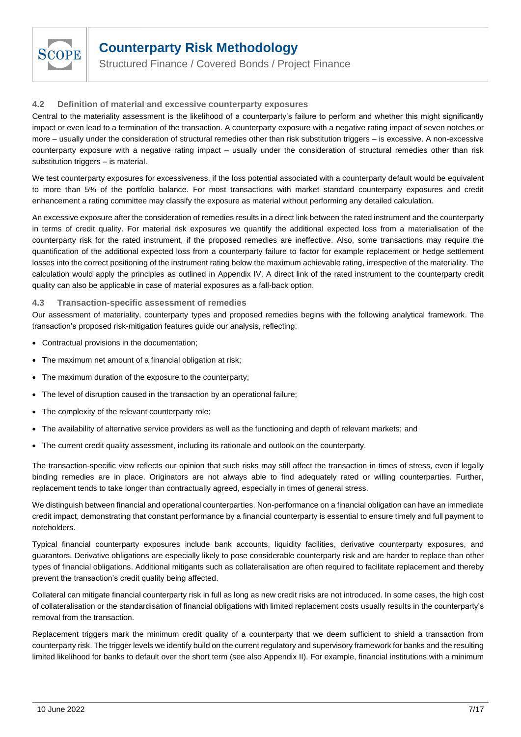### 4.2 Definition of material and excessive counterparty exposures

Central to the materiality assessment is the likelihood of a counterparty's failure to perform and whether this might significantly impact or even lead to a termination of the transaction. A counterparty exposure with a negative rating impact of seven notches or more – usually under the consideration of structural remedies other than risk substitution triggers – is excessive. A non-excessive counterparty exposure with a negative rating impact – usually under the consideration of structural remedies other than risk substitution triggers – is material.

We test counterparty exposures for excessiveness, if the loss potential associated with a counterparty default would be equivalent to more than 5% of the portfolio balance. For most transactions with market standard counterparty exposures and credit enhancement a rating committee may classify the exposure as material without performing any detailed calculation.

An excessive exposure after the consideration of remedies results in a direct link between the rated instrument and the counterparty in terms of credit quality. For material risk exposures we quantify the additional expected loss from a materialisation of the counterparty risk for the rated instrument, if the proposed remedies are ineffective. Also, some transactions may require the quantification of the additional expected loss from a counterparty failure to factor for example replacement or hedge settlement losses into the correct positioning of the instrument rating below the maximum achievable rating, irrespective of the materiality. The calculation would apply the principles as outlined in Appendix IV. A direct link of the rated instrument to the counterparty credit quality can also be applicable in case of material exposures as a fall-back option.

### 4.3 Transaction-specific assessment of remedies

Our assessment of materiality, counterparty types and proposed remedies begins with the following analytical framework. The transaction's proposed risk-mitigation features guide our analysis, reflecting:

- Contractual provisions in the documentation;
- The maximum net amount of a financial obligation at risk;
- The maximum duration of the exposure to the counterparty;
- The level of disruption caused in the transaction by an operational failure;
- The complexity of the relevant counterparty role;
- The availability of alternative service providers as well as the functioning and depth of relevant markets; and
- The current credit quality assessment, including its rationale and outlook on the counterparty.

The transaction-specific view reflects our opinion that such risks may still affect the transaction in times of stress, even if legally binding remedies are in place. Originators are not always able to find adequately rated or willing counterparties. Further, replacement tends to take longer than contractually agreed, especially in times of general stress.

We distinguish between financial and operational counterparties. Non-performance on a financial obligation can have an immediate credit impact, demonstrating that constant performance by a financial counterparty is essential to ensure timely and full payment to noteholders.

Typical financial counterparty exposures include bank accounts, liquidity facilities, derivative counterparty exposures, and guarantors. Derivative obligations are especially likely to pose considerable counterparty risk and are harder to replace than other types of financial obligations. Additional mitigants such as collateralisation are often required to facilitate replacement and thereby prevent the transaction's credit quality being affected.

Collateral can mitigate financial counterparty risk in full as long as new credit risks are not introduced. In some cases, the high cost of collateralisation or the standardisation of financial obligations with limited replacement costs usually results in the counterparty's removal from the transaction.

Replacement triggers mark the minimum credit quality of a counterparty that we deem sufficient to shield a transaction from counterparty risk. The trigger levels we identify build on the current regulatory and supervisory framework for banks and the resulting limited likelihood for banks to default over the short term (see also Appendix II). For example, financial institutions with a minimum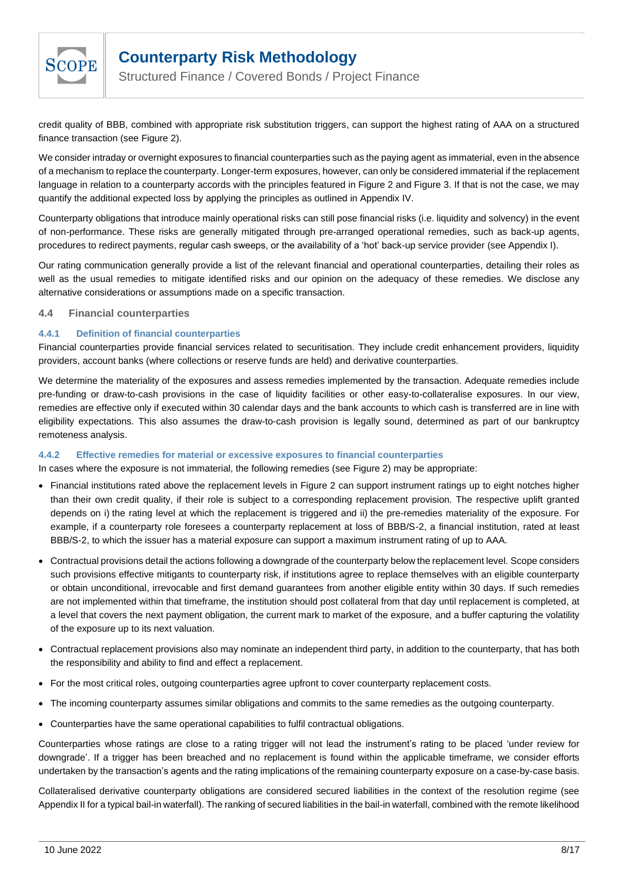credit quality of BBB, combined with appropriate risk substitution triggers, can support the highest rating of AAA on a structured finance transaction (see Figure 2).

We consider intraday or overnight exposures to financial counterparties such as the paying agent as immaterial, even in the absence of a mechanism to replace the counterparty. Longer-term exposures, however, can only be considered immaterial if the replacement language in relation to a counterparty accords with the principles featured in Figure 2 and Figure 3. If that is not the case, we may quantify the additional expected loss by applying the principles as outlined in Appendix IV.

Counterparty obligations that introduce mainly operational risks can still pose financial risks (i.e. liquidity and solvency) in the event of non-performance. These risks are generally mitigated through pre-arranged operational remedies, such as back-up agents, procedures to redirect payments, regular cash sweeps, or the availability of a 'hot' back-up service provider (see Appendix I).

Our rating communication generally provide a list of the relevant financial and operational counterparties, detailing their roles as well as the usual remedies to mitigate identified risks and our opinion on the adequacy of these remedies. We disclose any alternative considerations or assumptions made on a specific transaction.

## 4.4 Financial counterparties

### 4.4.1 Definition of financial counterparties

Financial counterparties provide financial services related to securitisation. They include credit enhancement providers, liquidity providers, account banks (where collections or reserve funds are held) and derivative counterparties.

We determine the materiality of the exposures and assess remedies implemented by the transaction. Adequate remedies include pre-funding or draw-to-cash provisions in the case of liquidity facilities or other easy-to-collateralise exposures. In our view, remedies are effective only if executed within 30 calendar days and the bank accounts to which cash is transferred are in line with eligibility expectations. This also assumes the draw-to-cash provision is legally sound, determined as part of our bankruptcy remoteness analysis.

### 4.4.2 Effective remedies for material or excessive exposures to financial counterparties

In cases where the exposure is not immaterial, the following remedies (see Figure 2) may be appropriate:

- Financial institutions rated above the replacement levels in Figure 2 can support instrument ratings up to eight notches higher than their own credit quality, if their role is subject to a corresponding replacement provision. The respective uplift granted depends on i) the rating level at which the replacement is triggered and ii) the pre-remedies materiality of the exposure. For example, if a counterparty role foresees a counterparty replacement at loss of BBB/S-2, a financial institution, rated at least BBB/S-2, to which the issuer has a material exposure can support a maximum instrument rating of up to AAA.
- Contractual provisions detail the actions following a downgrade of the counterparty below the replacement level. Scope considers such provisions effective mitigants to counterparty risk, if institutions agree to replace themselves with an eligible counterparty or obtain unconditional, irrevocable and first demand guarantees from another eligible entity within 30 days. If such remedies are not implemented within that timeframe, the institution should post collateral from that day until replacement is completed, at a level that covers the next payment obligation, the current mark to market of the exposure, and a buffer capturing the volatility of the exposure up to its next valuation.
- Contractual replacement provisions also may nominate an independent third party, in addition to the counterparty, that has both the responsibility and ability to find and effect a replacement.
- For the most critical roles, outgoing counterparties agree upfront to cover counterparty replacement costs.
- The incoming counterparty assumes similar obligations and commits to the same remedies as the outgoing counterparty.
- Counterparties have the same operational capabilities to fulfil contractual obligations.

Counterparties whose ratings are close to a rating trigger will not lead the instrument's rating to be placed 'under review for downgrade'. If a trigger has been breached and no replacement is found within the applicable timeframe, we consider efforts undertaken by the transaction's agents and the rating implications of the remaining counterparty exposure on a case-by-case basis.

Collateralised derivative counterparty obligations are considered secured liabilities in the context of the resolution regime (see Appendix II for a typical bail-in waterfall). The ranking of secured liabilities in the bail-in waterfall, combined with the remote likelihood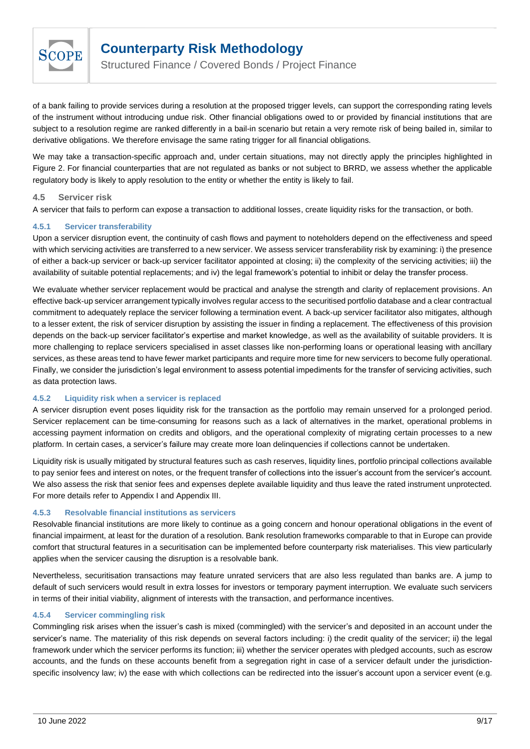of a bank failing to provide services during a resolution at the proposed trigger levels, can support the corresponding rating levels of the instrument without introducing undue risk. Other financial obligations owed to or provided by financial institutions that are subject to a resolution regime are ranked differently in a bail-in scenario but retain a very remote risk of being bailed in, similar to derivative obligations. We therefore envisage the same rating trigger for all financial obligations.

We may take a transaction-specific approach and, under certain situations, may not directly apply the principles highlighted in Figure 2. For financial counterparties that are not regulated as banks or not subject to BRRD, we assess whether the applicable regulatory body is likely to apply resolution to the entity or whether the entity is likely to fail.

## 4.5 Servicer risk

A servicer that fails to perform can expose a transaction to additional losses, create liquidity risks for the transaction, or both.

### 4.5.1 Servicer transferability

Upon a servicer disruption event, the continuity of cash flows and payment to noteholders depend on the effectiveness and speed with which servicing activities are transferred to a new servicer. We assess servicer transferability risk by examining: i) the presence of either a back-up servicer or back-up servicer facilitator appointed at closing; ii) the complexity of the servicing activities; iii) the availability of suitable potential replacements; and iv) the legal framework's potential to inhibit or delay the transfer process.

We evaluate whether servicer replacement would be practical and analyse the strength and clarity of replacement provisions. An effective back-up servicer arrangement typically involves regular access to the securitised portfolio database and a clear contractual commitment to adequately replace the servicer following a termination event. A back-up servicer facilitator also mitigates, although to a lesser extent, the risk of servicer disruption by assisting the issuer in finding a replacement. The effectiveness of this provision depends on the back-up servicer facilitator's expertise and market knowledge, as well as the availability of suitable providers. It is more challenging to replace servicers specialised in asset classes like non-performing loans or operational leasing with ancillary services, as these areas tend to have fewer market participants and require more time for new servicers to become fully operational. Finally, we consider the jurisdiction's legal environment to assess potential impediments for the transfer of servicing activities, such as data protection laws.

### 4.5.2 Liquidity risk when a servicer is replaced

A servicer disruption event poses liquidity risk for the transaction as the portfolio may remain unserved for a prolonged period. Servicer replacement can be time-consuming for reasons such as a lack of alternatives in the market, operational problems in accessing payment information on credits and obligors, and the operational complexity of migrating certain processes to a new platform. In certain cases, a servicer's failure may create more loan delinquencies if collections cannot be undertaken.

Liquidity risk is usually mitigated by structural features such as cash reserves, liquidity lines, portfolio principal collections available to pay senior fees and interest on notes, or the frequent transfer of collections into the issuer's account from the servicer's account. We also assess the risk that senior fees and expenses deplete available liquidity and thus leave the rated instrument unprotected. For more details refer to Appendix I and Appendix III.

### 4.5.3 Resolvable financial institutions as servicers

Resolvable financial institutions are more likely to continue as a going concern and honour operational obligations in the event of financial impairment, at least for the duration of a resolution. Bank resolution frameworks comparable to that in Europe can provide comfort that structural features in a securitisation can be implemented before counterparty risk materialises. This view particularly applies when the servicer causing the disruption is a resolvable bank.

Nevertheless, securitisation transactions may feature unrated servicers that are also less regulated than banks are. A jump to default of such servicers would result in extra losses for investors or temporary payment interruption. We evaluate such servicers in terms of their initial viability, alignment of interests with the transaction, and performance incentives.

### 4.5.4 Servicer commingling risk

Commingling risk arises when the issuer's cash is mixed (commingled) with the servicer's and deposited in an account under the servicer's name. The materiality of this risk depends on several factors including: i) the credit quality of the servicer; ii) the legal framework under which the servicer performs its function; iii) whether the servicer operates with pledged accounts, such as escrow accounts, and the funds on these accounts benefit from a segregation right in case of a servicer default under the jurisdiction-specific insolvency law; iv) the ease with which collections can be redirected into the issuer's account upon a servicer event (e.g.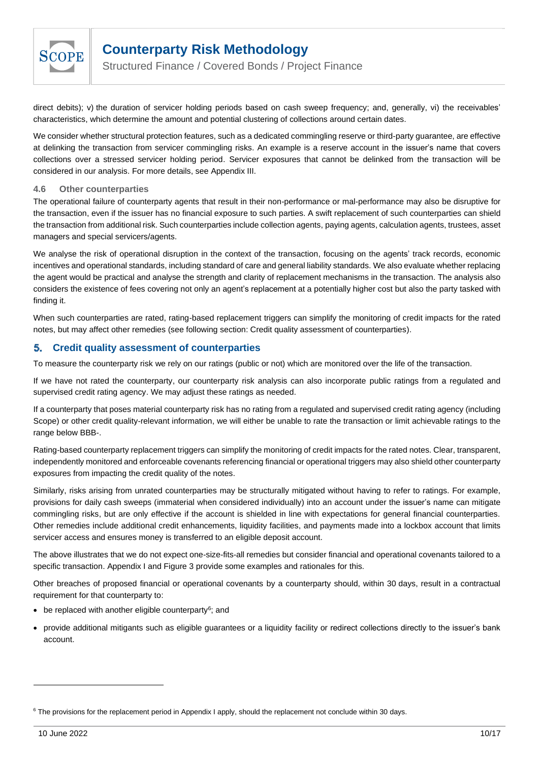direct debits); v) the duration of servicer holding periods based on cash sweep frequency; and, generally, vi) the receivables' characteristics, which determine the amount and potential clustering of collections around certain dates.

We consider whether structural protection features, such as a dedicated commingling reserve or third-party guarantee, are effective at delinking the transaction from servicer commingling risks. An example is a reserve account in the issuer's name that covers collections over a stressed servicer holding period. Servicer exposures that cannot be delinked from the transaction will be considered in our analysis. For more details, see Appendix III.

### 4.6 Other counterparties

The operational failure of counterparty agents that result in their non-performance or mal-performance may also be disruptive for the transaction, even if the issuer has no financial exposure to such parties. A swift replacement of such counterparties can shield the transaction from additional risk. Such counterparties include collection agents, paying agents, calculation agents, trustees, asset managers and special servicers/agents.

We analyse the risk of operational disruption in the context of the transaction, focusing on the agents' track records, economic incentives and operational standards, including standard of care and general liability standards. We also evaluate whether replacing the agent would be practical and analyse the strength and clarity of replacement mechanisms in the transaction. The analysis also considers the existence of fees covering not only an agent's replacement at a potentially higher cost but also the party tasked with finding it.

When such counterparties are rated, rating-based replacement triggers can simplify the monitoring of credit impacts for the rated notes, but may affect other remedies (see following section: Credit quality assessment of counterparties).

## 5. Credit quality assessment of counterparties

To measure the counterparty risk we rely on our ratings (public or not) which are monitored over the life of the transaction.

If we have not rated the counterparty, our counterparty risk analysis can also incorporate public ratings from a regulated and supervised credit rating agency. We may adjust these ratings as needed.

If a counterparty that poses material counterparty risk has no rating from a regulated and supervised credit rating agency (including Scope) or other credit quality-relevant information, we will either be unable to rate the transaction or limit achievable ratings to the range below BBB-.

Rating-based counterparty replacement triggers can simplify the monitoring of credit impacts for the rated notes. Clear, transparent, independently monitored and enforceable covenants referencing financial or operational triggers may also shield other counterparty exposures from impacting the credit quality of the notes.

Similarly, risks arising from unrated counterparties may be structurally mitigated without having to refer to ratings. For example, provisions for daily cash sweeps (immaterial when considered individually) into an account under the issuer's name can mitigate commingling risks, but are only effective if the account is shielded in line with expectations for general financial counterparties. Other remedies include additional credit enhancements, liquidity facilities, and payments made into a lockbox account that limits servicer access and ensures money is transferred to an eligible deposit account.

The above illustrates that we do not expect one-size-fits-all remedies but consider financial and operational covenants tailored to a specific transaction. Appendix I and Figure 3 provide some examples and rationales for this.

Other breaches of proposed financial or operational covenants by a counterparty should, within 30 days, result in a contractual requirement for that counterparty to:

- be replaced with another eligible counterparty[6]; and
- provide additional mitigants such as eligible guarantees or a liquidity facility or redirect collections directly to the issuer's bank account.

[6] The provisions for the replacement period in Appendix I apply, should the replacement not conclude within 30 days.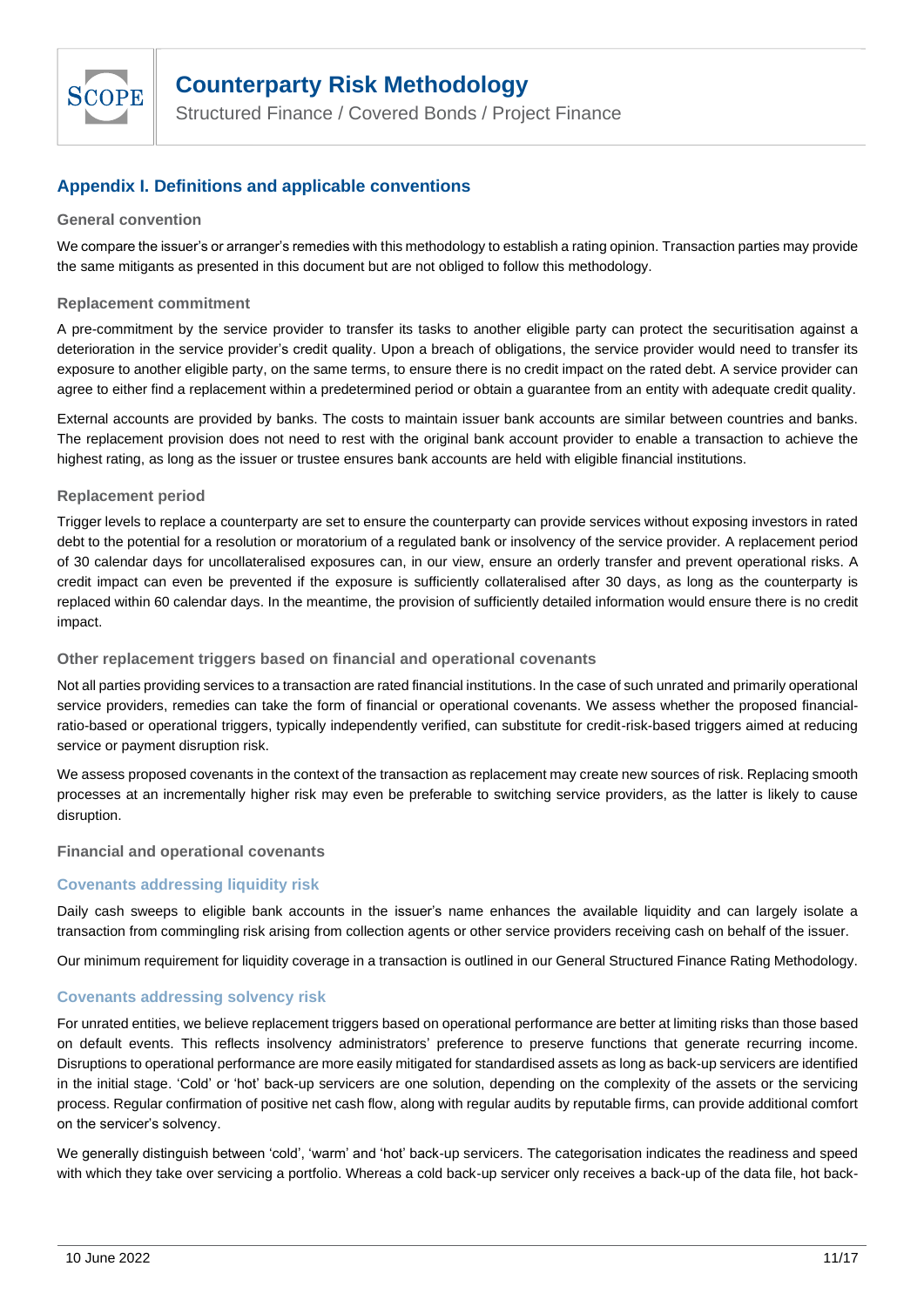## Appendix I. Definitions and applicable conventions

### General convention

We compare the issuer's or arranger's remedies with this methodology to establish a rating opinion. Transaction parties may provide the same mitigants as presented in this document but are not obliged to follow this methodology.

### Replacement commitment

A pre-commitment by the service provider to transfer its tasks to another eligible party can protect the securitisation against a deterioration in the service provider's credit quality. Upon a breach of obligations, the service provider would need to transfer its exposure to another eligible party, on the same terms, to ensure there is no credit impact on the rated debt. A service provider can agree to either find a replacement within a predetermined period or obtain a guarantee from an entity with adequate credit quality.

External accounts are provided by banks. The costs to maintain issuer bank accounts are similar between countries and banks. The replacement provision does not need to rest with the original bank account provider to enable a transaction to achieve the highest rating, as long as the issuer or trustee ensures bank accounts are held with eligible financial institutions.

### Replacement period

Trigger levels to replace a counterparty are set to ensure the counterparty can provide services without exposing investors in rated debt to the potential for a resolution or moratorium of a regulated bank or insolvency of the service provider. A replacement period of 30 calendar days for uncollateralised exposures can, in our view, ensure an orderly transfer and prevent operational risks. A credit impact can even be prevented if the exposure is sufficiently collateralised after 30 days, as long as the counterparty is replaced within 60 calendar days. In the meantime, the provision of sufficiently detailed information would ensure there is no credit impact.

### Other replacement triggers based on financial and operational covenants

Not all parties providing services to a transaction are rated financial institutions. In the case of such unrated and primarily operational service providers, remedies can take the form of financial or operational covenants. We assess whether the proposed financial-ratio-based or operational triggers, typically independently verified, can substitute for credit-risk-based triggers aimed at reducing service or payment disruption risk.

We assess proposed covenants in the context of the transaction as replacement may create new sources of risk. Replacing smooth processes at an incrementally higher risk may even be preferable to switching service providers, as the latter is likely to cause disruption.

### Financial and operational covenants

#### Covenants addressing liquidity risk

Daily cash sweeps to eligible bank accounts in the issuer's name enhances the available liquidity and can largely isolate a transaction from commingling risk arising from collection agents or other service providers receiving cash on behalf of the issuer.

Our minimum requirement for liquidity coverage in a transaction is outlined in our General Structured Finance Rating Methodology.

#### Covenants addressing solvency risk

For unrated entities, we believe replacement triggers based on operational performance are better at limiting risks than those based on default events. This reflects insolvency administrators' preference to preserve functions that generate recurring income. Disruptions to operational performance are more easily mitigated for standardised assets as long as back-up servicers are identified in the initial stage. 'Cold' or 'hot' back-up servicers are one solution, depending on the complexity of the assets or the servicing process. Regular confirmation of positive net cash flow, along with regular audits by reputable firms, can provide additional comfort on the servicer's solvency.

We generally distinguish between 'cold', 'warm' and 'hot' back-up servicers. The categorisation indicates the readiness and speed with which they take over servicing a portfolio. Whereas a cold back-up servicer only receives a back-up of the data file, hot back-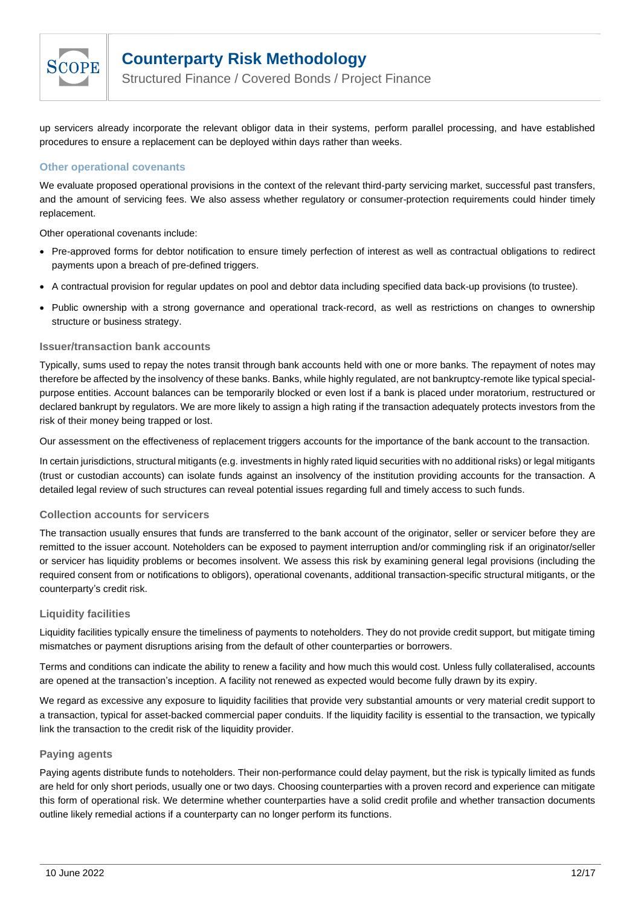up servicers already incorporate the relevant obligor data in their systems, perform parallel processing, and have established procedures to ensure a replacement can be deployed within days rather than weeks.

### Other operational covenants

We evaluate proposed operational provisions in the context of the relevant third-party servicing market, successful past transfers, and the amount of servicing fees. We also assess whether regulatory or consumer-protection requirements could hinder timely replacement.

Other operational covenants include:

- Pre-approved forms for debtor notification to ensure timely perfection of interest as well as contractual obligations to redirect payments upon a breach of pre-defined triggers.
- A contractual provision for regular updates on pool and debtor data including specified data back-up provisions (to trustee).
- Public ownership with a strong governance and operational track-record, as well as restrictions on changes to ownership structure or business strategy.

### Issuer/transaction bank accounts

Typically, sums used to repay the notes transit through bank accounts held with one or more banks. The repayment of notes may therefore be affected by the insolvency of these banks. Banks, while highly regulated, are not bankruptcy-remote like typical special-purpose entities. Account balances can be temporarily blocked or even lost if a bank is placed under moratorium, restructured or declared bankrupt by regulators. We are more likely to assign a high rating if the transaction adequately protects investors from the risk of their money being trapped or lost.

Our assessment on the effectiveness of replacement triggers accounts for the importance of the bank account to the transaction.

In certain jurisdictions, structural mitigants (e.g. investments in highly rated liquid securities with no additional risks) or legal mitigants (trust or custodian accounts) can isolate funds against an insolvency of the institution providing accounts for the transaction. A detailed legal review of such structures can reveal potential issues regarding full and timely access to such funds.

### Collection accounts for servicers

The transaction usually ensures that funds are transferred to the bank account of the originator, seller or servicer before they are remitted to the issuer account. Noteholders can be exposed to payment interruption and/or commingling risk if an originator/seller or servicer has liquidity problems or becomes insolvent. We assess this risk by examining general legal provisions (including the required consent from or notifications to obligors), operational covenants, additional transaction-specific structural mitigants, or the counterparty's credit risk.

### Liquidity facilities

Liquidity facilities typically ensure the timeliness of payments to noteholders. They do not provide credit support, but mitigate timing mismatches or payment disruptions arising from the default of other counterparties or borrowers.

Terms and conditions can indicate the ability to renew a facility and how much this would cost. Unless fully collateralised, accounts are opened at the transaction's inception. A facility not renewed as expected would become fully drawn by its expiry.

We regard as excessive any exposure to liquidity facilities that provide very substantial amounts or very material credit support to a transaction, typical for asset-backed commercial paper conduits. If the liquidity facility is essential to the transaction, we typically link the transaction to the credit risk of the liquidity provider.

### Paying agents

Paying agents distribute funds to noteholders. Their non-performance could delay payment, but the risk is typically limited as funds are held for only short periods, usually one or two days. Choosing counterparties with a proven record and experience can mitigate this form of operational risk. We determine whether counterparties have a solid credit profile and whether transaction documents outline likely remedial actions if a counterparty can no longer perform its functions.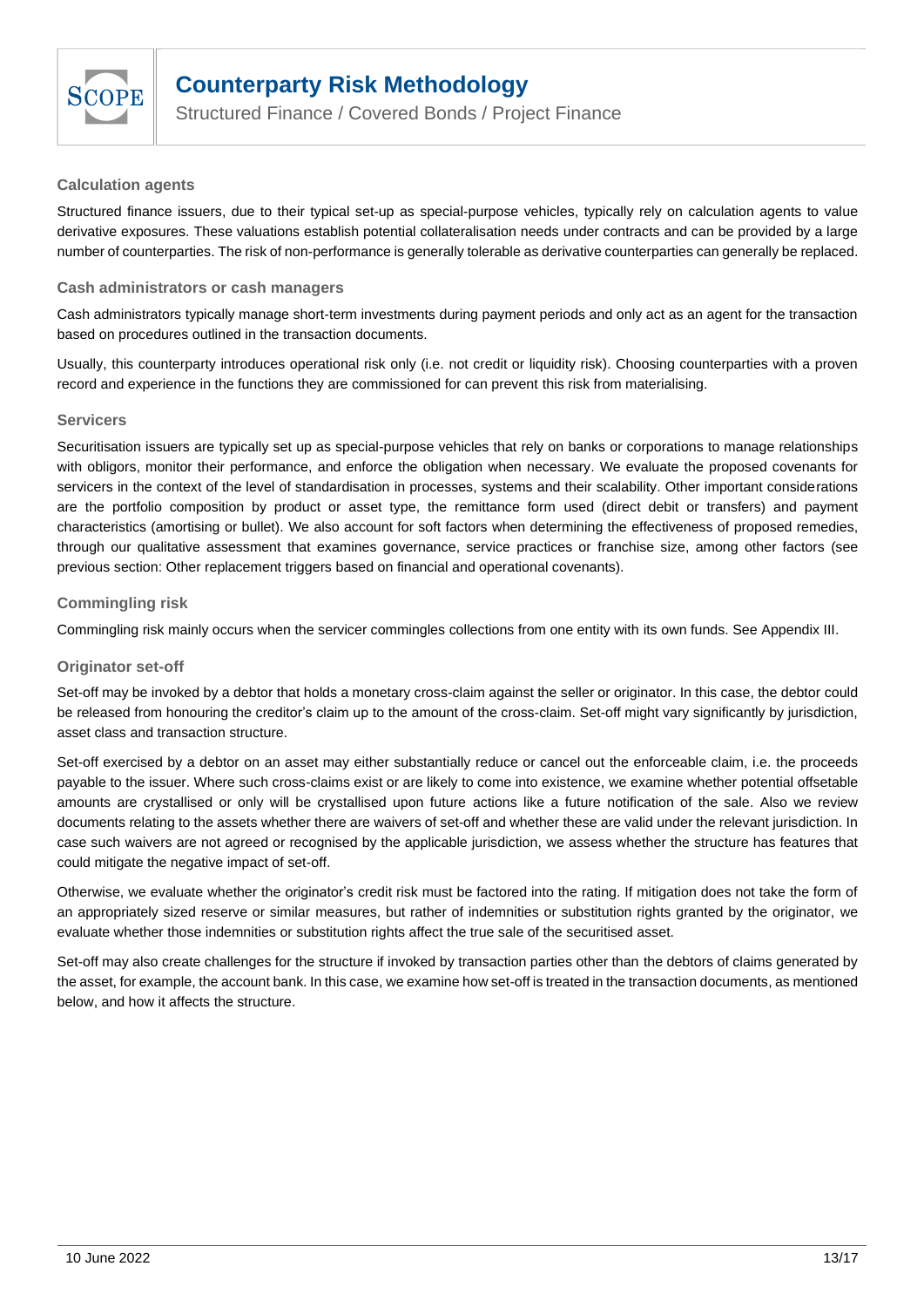### Calculation agents

Structured finance issuers, due to their typical set-up as special-purpose vehicles, typically rely on calculation agents to value derivative exposures. These valuations establish potential collateralisation needs under contracts and can be provided by a large number of counterparties. The risk of non-performance is generally tolerable as derivative counterparties can generally be replaced.

### Cash administrators or cash managers

Cash administrators typically manage short-term investments during payment periods and only act as an agent for the transaction based on procedures outlined in the transaction documents.

Usually, this counterparty introduces operational risk only (i.e. not credit or liquidity risk). Choosing counterparties with a proven record and experience in the functions they are commissioned for can prevent this risk from materialising.

### Servicers

Securitisation issuers are typically set up as special-purpose vehicles that rely on banks or corporations to manage relationships with obligors, monitor their performance, and enforce the obligation when necessary. We evaluate the proposed covenants for servicers in the context of the level of standardisation in processes, systems and their scalability. Other important considerations are the portfolio composition by product or asset type, the remittance form used (direct debit or transfers) and payment characteristics (amortising or bullet). We also account for soft factors when determining the effectiveness of proposed remedies, through our qualitative assessment that examines governance, service practices or franchise size, among other factors (see previous section: Other replacement triggers based on financial and operational covenants).

### Commingling risk

Commingling risk mainly occurs when the servicer commingles collections from one entity with its own funds. See Appendix III.

### Originator set-off

Set-off may be invoked by a debtor that holds a monetary cross-claim against the seller or originator. In this case, the debtor could be released from honouring the creditor's claim up to the amount of the cross-claim. Set-off might vary significantly by jurisdiction, asset class and transaction structure.

Set-off exercised by a debtor on an asset may either substantially reduce or cancel out the enforceable claim, i.e. the proceeds payable to the issuer. Where such cross-claims exist or are likely to come into existence, we examine whether potential offsetable amounts are crystallised or only will be crystallised upon future actions like a future notification of the sale. Also we review documents relating to the assets whether there are waivers of set-off and whether these are valid under the relevant jurisdiction. In case such waivers are not agreed or recognised by the applicable jurisdiction, we assess whether the structure has features that could mitigate the negative impact of set-off.

Otherwise, we evaluate whether the originator's credit risk must be factored into the rating. If mitigation does not take the form of an appropriately sized reserve or similar measures, but rather of indemnities or substitution rights granted by the originator, we evaluate whether those indemnities or substitution rights affect the true sale of the securitised asset.

Set-off may also create challenges for the structure if invoked by transaction parties other than the debtors of claims generated by the asset, for example, the account bank. In this case, we examine how set-off is treated in the transaction documents, as mentioned below, and how it affects the structure.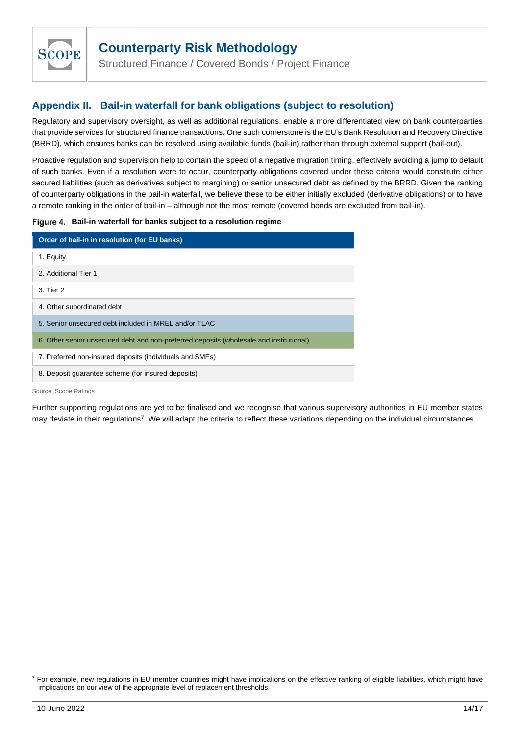## Appendix II. Bail-in waterfall for bank obligations (subject to resolution)

Regulatory and supervisory oversight, as well as additional regulations, enable a more differentiated view on bank counterparties that provide services for structured finance transactions. One such cornerstone is the EU's Bank Resolution and Recovery Directive (BRRD), which ensures banks can be resolved using available funds (bail-in) rather than through external support (bail-out).

Proactive regulation and supervision help to contain the speed of a negative migration timing, effectively avoiding a jump to default of such banks. Even if a resolution were to occur, counterparty obligations covered under these criteria would constitute either secured liabilities (such as derivatives subject to margining) or senior unsecured debt as defined by the BRRD. Given the ranking of counterparty obligations in the bail-in waterfall, we believe these to be either initially excluded (derivative obligations) or to have a remote ranking in the order of bail-in – although not the most remote (covered bonds are excluded from bail-in).

**Figure 4. Bail-in waterfall for banks subject to a resolution regime**

| Order of bail-in in resolution (for EU banks) |
|---|
| 1. Equity |
| 2. Additional Tier 1 |
| 3. Tier 2 |
| 4. Other subordinated debt |
| 5. Senior unsecured debt included in MREL and/or TLAC |
| 6. Other senior unsecured debt and non-preferred deposits (wholesale and institutional) |
| 7. Preferred non-insured deposits (individuals and SMEs) |
| 8. Deposit guarantee scheme (for insured deposits) |

Source: Scope Ratings

Further supporting regulations are yet to be finalised and we recognise that various supervisory authorities in EU member states may deviate in their regulations[7]. We will adapt the criteria to reflect these variations depending on the individual circumstances.

[7] For example, new regulations in EU member countries might have implications on the effective ranking of eligible liabilities, which might have implications on our view of the appropriate level of replacement thresholds.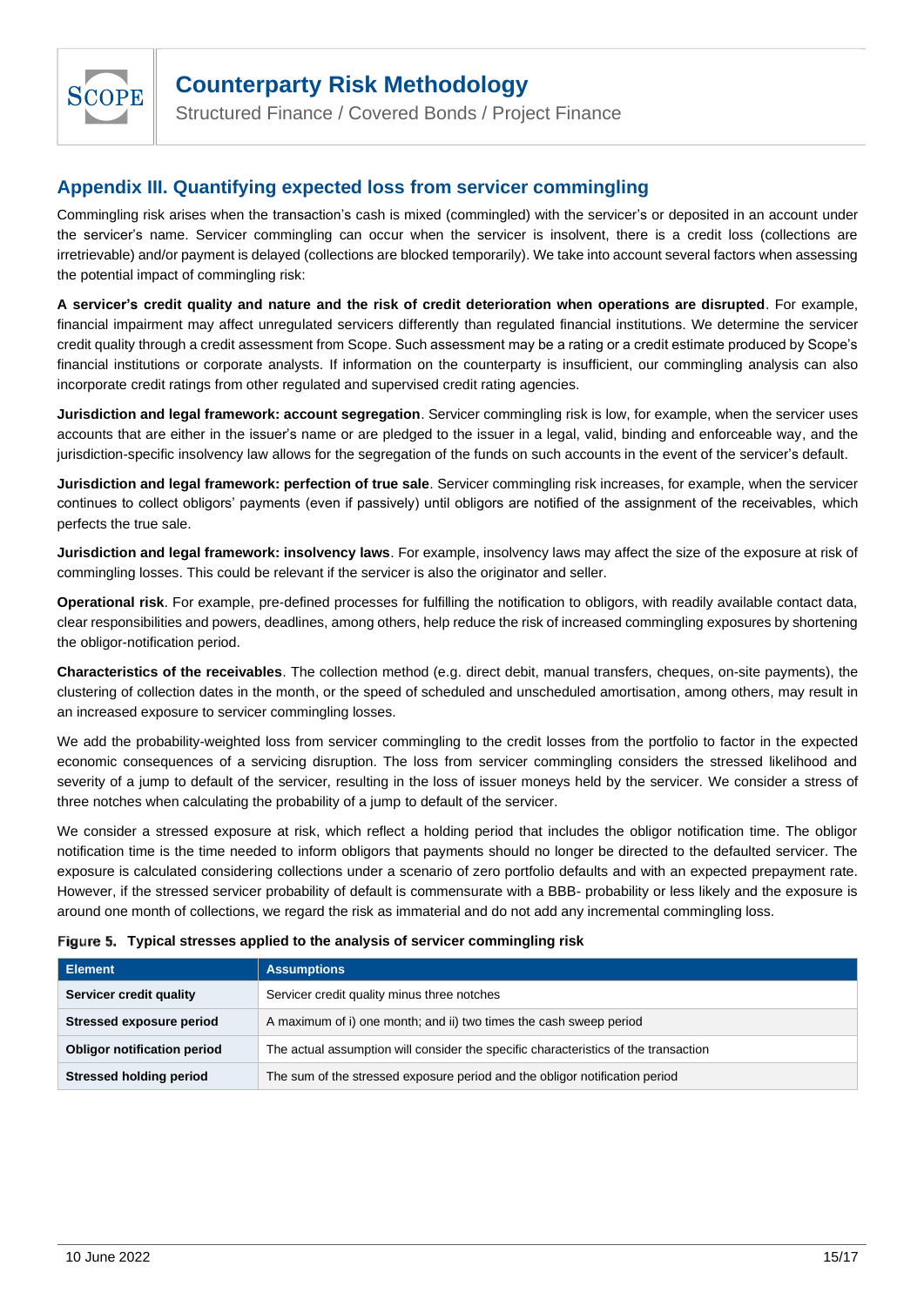## Appendix III. Quantifying expected loss from servicer commingling

Commingling risk arises when the transaction's cash is mixed (commingled) with the servicer's or deposited in an account under the servicer's name. Servicer commingling can occur when the servicer is insolvent, there is a credit loss (collections are irretrievable) and/or payment is delayed (collections are blocked temporarily). We take into account several factors when assessing the potential impact of commingling risk:

**A servicer's credit quality and nature and the risk of credit deterioration when operations are disrupted**. For example, financial impairment may affect unregulated servicers differently than regulated financial institutions. We determine the servicer credit quality through a credit assessment from Scope. Such assessment may be a rating or a credit estimate produced by Scope's financial institutions or corporate analysts. If information on the counterparty is insufficient, our commingling analysis can also incorporate credit ratings from other regulated and supervised credit rating agencies.

**Jurisdiction and legal framework: account segregation**. Servicer commingling risk is low, for example, when the servicer uses accounts that are either in the issuer's name or are pledged to the issuer in a legal, valid, binding and enforceable way, and the jurisdiction-specific insolvency law allows for the segregation of the funds on such accounts in the event of the servicer's default.

**Jurisdiction and legal framework: perfection of true sale**. Servicer commingling risk increases, for example, when the servicer continues to collect obligors' payments (even if passively) until obligors are notified of the assignment of the receivables, which perfects the true sale.

**Jurisdiction and legal framework: insolvency laws**. For example, insolvency laws may affect the size of the exposure at risk of commingling losses. This could be relevant if the servicer is also the originator and seller.

**Operational risk**. For example, pre-defined processes for fulfilling the notification to obligors, with readily available contact data, clear responsibilities and powers, deadlines, among others, help reduce the risk of increased commingling exposures by shortening the obligor-notification period.

**Characteristics of the receivables**. The collection method (e.g. direct debit, manual transfers, cheques, on-site payments), the clustering of collection dates in the month, or the speed of scheduled and unscheduled amortisation, among others, may result in an increased exposure to servicer commingling losses.

We add the probability-weighted loss from servicer commingling to the credit losses from the portfolio to factor in the expected economic consequences of a servicing disruption. The loss from servicer commingling considers the stressed likelihood and severity of a jump to default of the servicer, resulting in the loss of issuer moneys held by the servicer. We consider a stress of three notches when calculating the probability of a jump to default of the servicer.

We consider a stressed exposure at risk, which reflect a holding period that includes the obligor notification time. The obligor notification time is the time needed to inform obligors that payments should no longer be directed to the defaulted servicer. The exposure is calculated considering collections under a scenario of zero portfolio defaults and with an expected prepayment rate. However, if the stressed servicer probability of default is commensurate with a BBB- probability or less likely and the exposure is around one month of collections, we regard the risk as immaterial and do not add any incremental commingling loss.

**Figure 5. Typical stresses applied to the analysis of servicer commingling risk**

| Element | Assumptions |
|---|---|
| **Servicer credit quality** | Servicer credit quality minus three notches |
| **Stressed exposure period** | A maximum of i) one month; and ii) two times the cash sweep period |
| **Obligor notification period** | The actual assumption will consider the specific characteristics of the transaction |
| **Stressed holding period** | The sum of the stressed exposure period and the obligor notification period |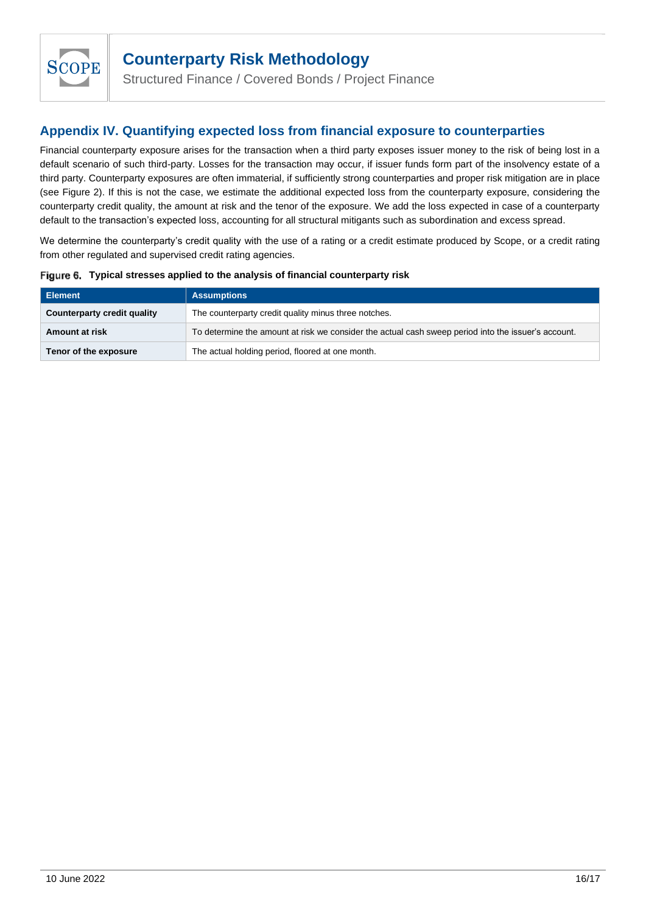## Appendix IV. Quantifying expected loss from financial exposure to counterparties

Financial counterparty exposure arises for the transaction when a third party exposes issuer money to the risk of being lost in a default scenario of such third-party. Losses for the transaction may occur, if issuer funds form part of the insolvency estate of a third party. Counterparty exposures are often immaterial, if sufficiently strong counterparties and proper risk mitigation are in place (see Figure 2). If this is not the case, we estimate the additional expected loss from the counterparty exposure, considering the counterparty credit quality, the amount at risk and the tenor of the exposure. We add the loss expected in case of a counterparty default to the transaction's expected loss, accounting for all structural mitigants such as subordination and excess spread.

We determine the counterparty's credit quality with the use of a rating or a credit estimate produced by Scope, or a credit rating from other regulated and supervised credit rating agencies.

**Figure 6. Typical stresses applied to the analysis of financial counterparty risk**

| Element | Assumptions |
|---|---|
| **Counterparty credit quality** | The counterparty credit quality minus three notches. |
| **Amount at risk** | To determine the amount at risk we consider the actual cash sweep period into the issuer's account. |
| **Tenor of the exposure** | The actual holding period, floored at one month. |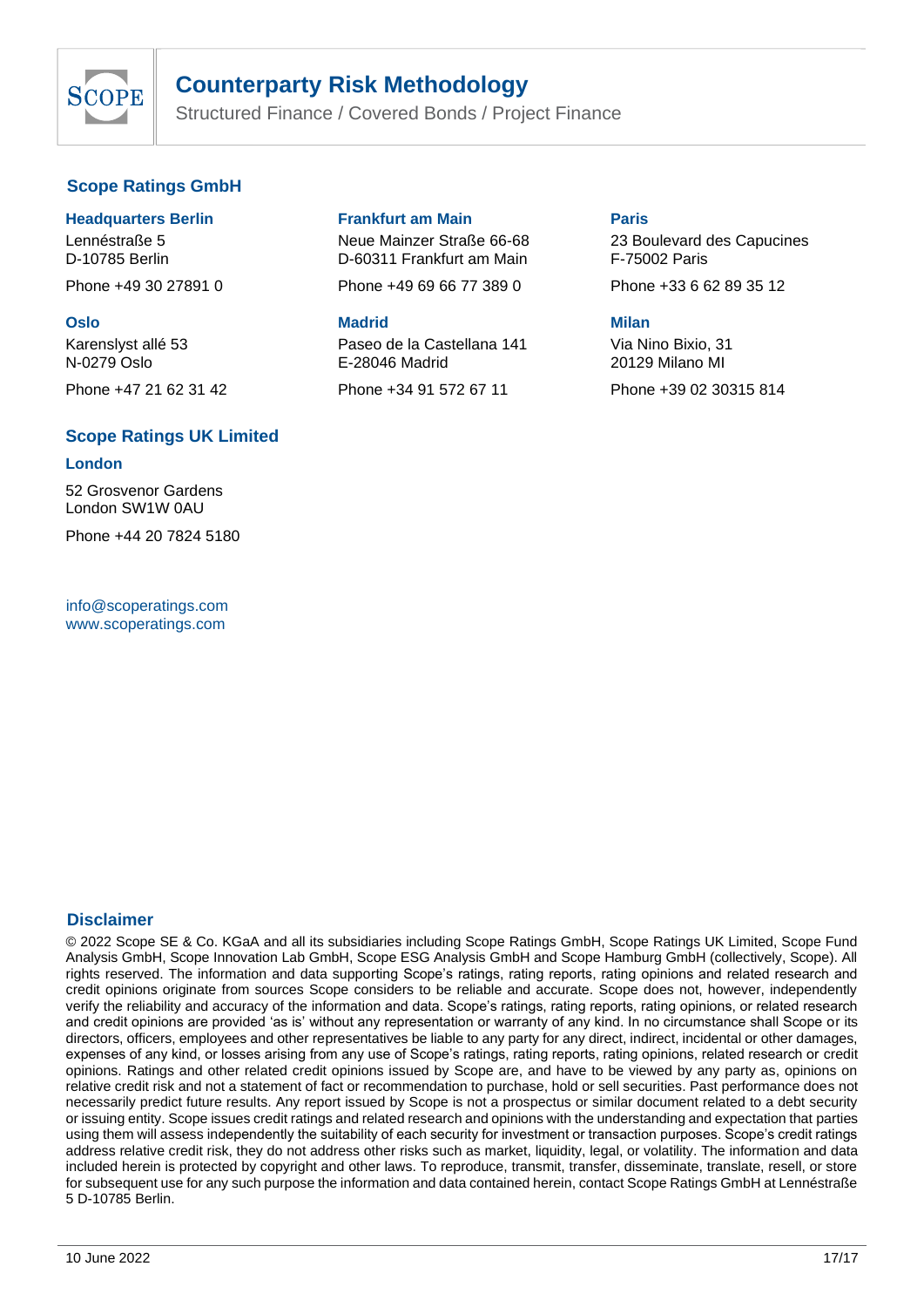## Scope Ratings GmbH

### Headquarters Berlin

Lennéstraße 5
D-10785 Berlin

Phone +49 30 27891 0

### Frankfurt am Main

Neue Mainzer Straße 66-68
D-60311 Frankfurt am Main

Phone +49 69 66 77 389 0

### Paris

23 Boulevard des Capucines
F-75002 Paris

Phone +33 6 62 89 35 12

### Oslo

Karenslyst allé 53
N-0279 Oslo

Phone +47 21 62 31 42

### Madrid

Paseo de la Castellana 141
E-28046 Madrid

Phone +34 91 572 67 11

### Milan

Via Nino Bixio, 31
20129 Milano MI

Phone +39 02 30315 814

## Scope Ratings UK Limited

### London

52 Grosvenor Gardens
London SW1W 0AU

Phone +44 20 7824 5180

info@scoperatings.com
www.scoperatings.com

## Disclaimer

© 2022 Scope SE & Co. KGaA and all its subsidiaries including Scope Ratings GmbH, Scope Ratings UK Limited, Scope Fund Analysis GmbH, Scope Innovation Lab GmbH, Scope ESG Analysis GmbH and Scope Hamburg GmbH (collectively, Scope). All rights reserved. The information and data supporting Scope's ratings, rating reports, rating opinions and related research and credit opinions originate from sources Scope considers to be reliable and accurate. Scope does not, however, independently verify the reliability and accuracy of the information and data. Scope's ratings, rating reports, rating opinions, or related research and credit opinions are provided 'as is' without any representation or warranty of any kind. In no circumstance shall Scope or its directors, officers, employees and other representatives be liable to any party for any direct, indirect, incidental or other damages, expenses of any kind, or losses arising from any use of Scope's ratings, rating reports, rating opinions, related research or credit opinions. Ratings and other related credit opinions issued by Scope are, and have to be viewed by any party as, opinions on relative credit risk and not a statement of fact or recommendation to purchase, hold or sell securities. Past performance does not necessarily predict future results. Any report issued by Scope is not a prospectus or similar document related to a debt security or issuing entity. Scope issues credit ratings and related research and opinions with the understanding and expectation that parties using them will assess independently the suitability of each security for investment or transaction purposes. Scope's credit ratings address relative credit risk, they do not address other risks such as market, liquidity, legal, or volatility. The information and data included herein is protected by copyright and other laws. To reproduce, transmit, transfer, disseminate, translate, resell, or store for subsequent use for any such purpose the information and data contained herein, contact Scope Ratings GmbH at Lennéstraße 5 D-10785 Berlin.